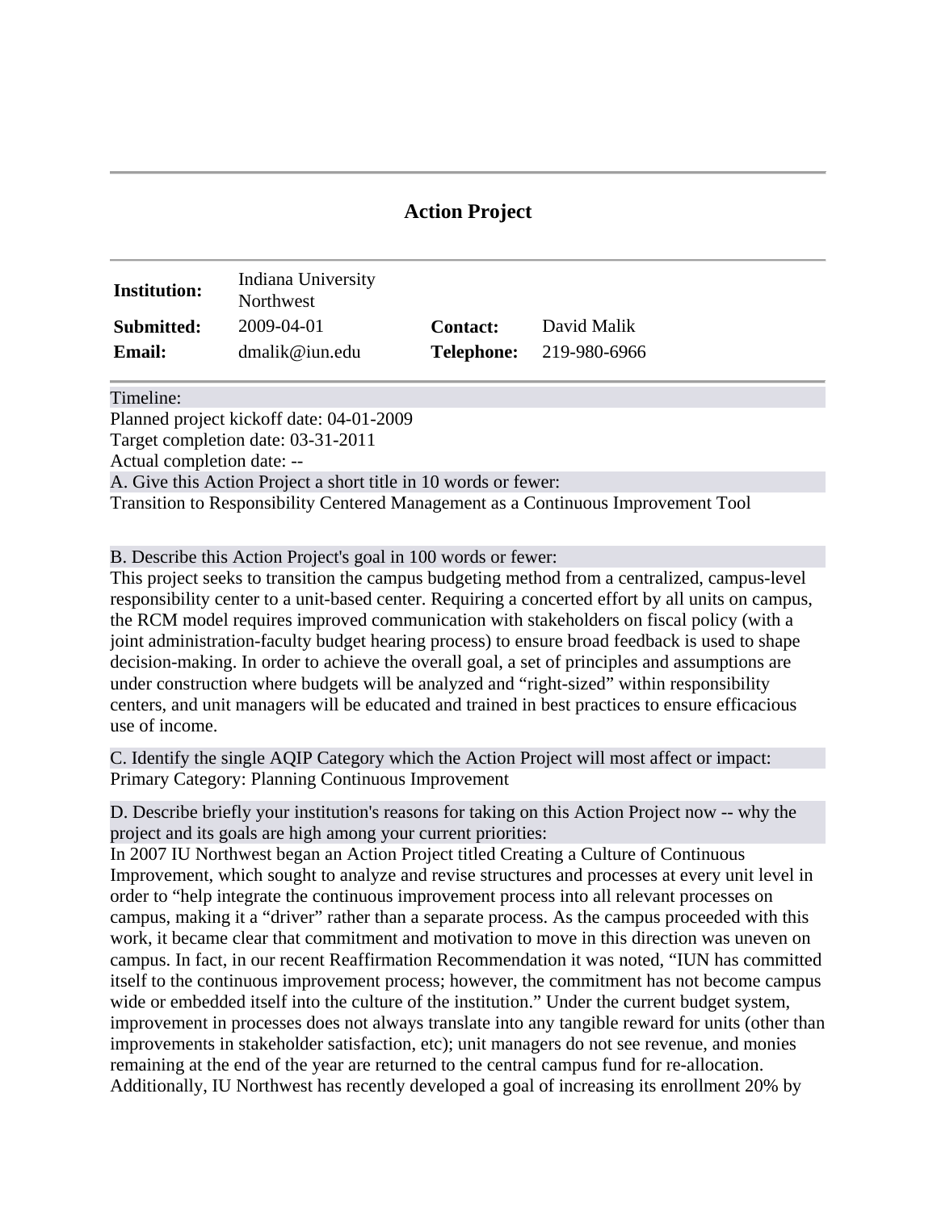## Action Project

| | | | |
|---|---|---|---|
| **Institution:** | Indiana University Northwest | | |
| **Submitted:** | 2009-04-01 | **Contact:** | David Malik |
| **Email:** | dmalik@iun.edu | **Telephone:** | 219-980-6966 |

Timeline:

Planned project kickoff date: 04-01-2009

Target completion date: 03-31-2011

Actual completion date: --

A. Give this Action Project a short title in 10 words or fewer:

Transition to Responsibility Centered Management as a Continuous Improvement Tool

B. Describe this Action Project's goal in 100 words or fewer:

This project seeks to transition the campus budgeting method from a centralized, campus-level responsibility center to a unit-based center. Requiring a concerted effort by all units on campus, the RCM model requires improved communication with stakeholders on fiscal policy (with a joint administration-faculty budget hearing process) to ensure broad feedback is used to shape decision-making. In order to achieve the overall goal, a set of principles and assumptions are under construction where budgets will be analyzed and "right-sized" within responsibility centers, and unit managers will be educated and trained in best practices to ensure efficacious use of income.

C. Identify the single AQIP Category which the Action Project will most affect or impact:

Primary Category: Planning Continuous Improvement

D. Describe briefly your institution's reasons for taking on this Action Project now -- why the project and its goals are high among your current priorities:

In 2007 IU Northwest began an Action Project titled Creating a Culture of Continuous Improvement, which sought to analyze and revise structures and processes at every unit level in order to "help integrate the continuous improvement process into all relevant processes on campus, making it a "driver" rather than a separate process. As the campus proceeded with this work, it became clear that commitment and motivation to move in this direction was uneven on campus. In fact, in our recent Reaffirmation Recommendation it was noted, "IUN has committed itself to the continuous improvement process; however, the commitment has not become campus wide or embedded itself into the culture of the institution." Under the current budget system, improvement in processes does not always translate into any tangible reward for units (other than improvements in stakeholder satisfaction, etc); unit managers do not see revenue, and monies remaining at the end of the year are returned to the central campus fund for re-allocation. Additionally, IU Northwest has recently developed a goal of increasing its enrollment 20% by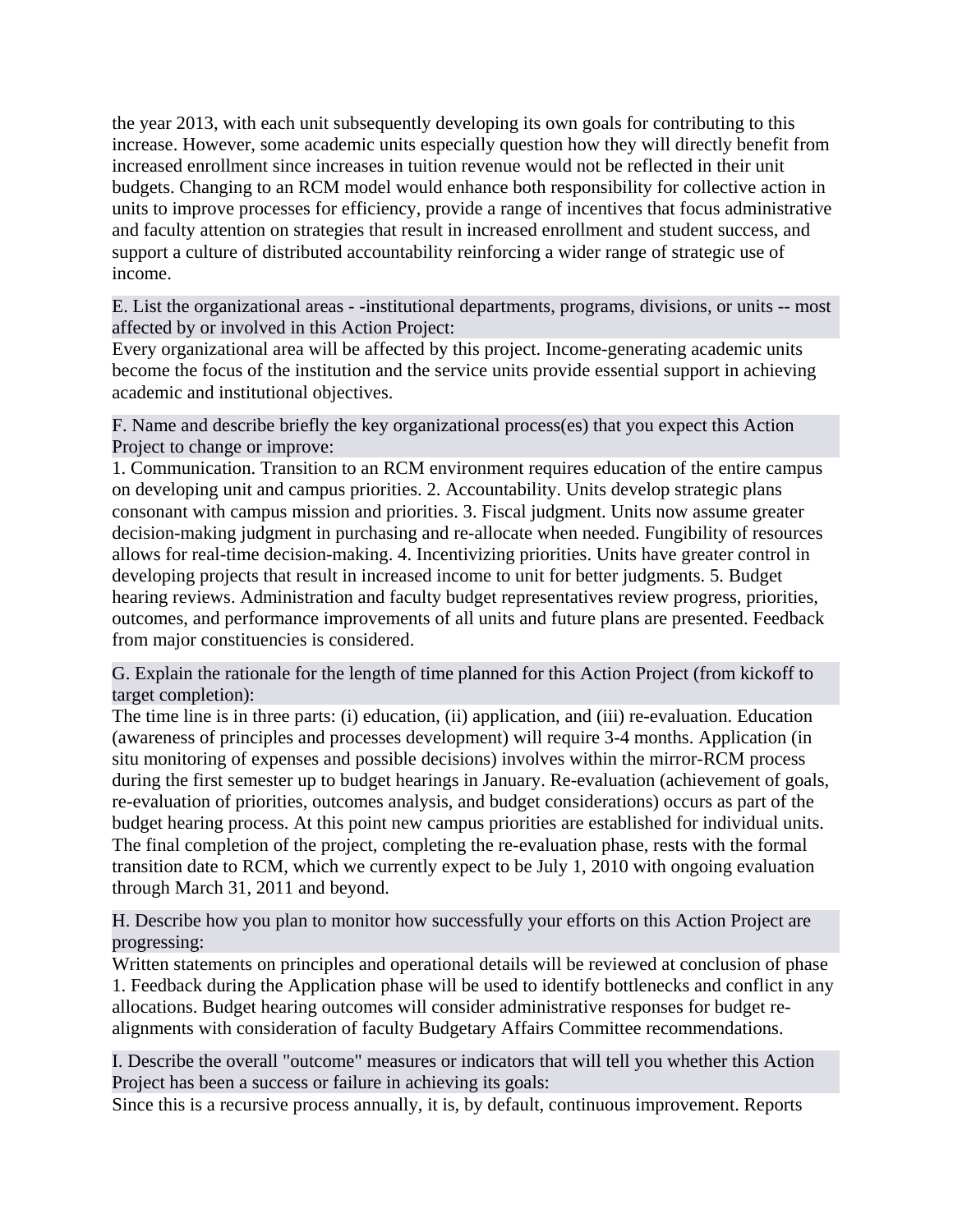the year 2013, with each unit subsequently developing its own goals for contributing to this increase. However, some academic units especially question how they will directly benefit from increased enrollment since increases in tuition revenue would not be reflected in their unit budgets. Changing to an RCM model would enhance both responsibility for collective action in units to improve processes for efficiency, provide a range of incentives that focus administrative and faculty attention on strategies that result in increased enrollment and student success, and support a culture of distributed accountability reinforcing a wider range of strategic use of income.

**E. List the organizational areas - -institutional departments, programs, divisions, or units -- most affected by or involved in this Action Project:**

Every organizational area will be affected by this project. Income-generating academic units become the focus of the institution and the service units provide essential support in achieving academic and institutional objectives.

**F. Name and describe briefly the key organizational process(es) that you expect this Action Project to change or improve:**

1. Communication. Transition to an RCM environment requires education of the entire campus on developing unit and campus priorities. 2. Accountability. Units develop strategic plans consonant with campus mission and priorities. 3. Fiscal judgment. Units now assume greater decision-making judgment in purchasing and re-allocate when needed. Fungibility of resources allows for real-time decision-making. 4. Incentivizing priorities. Units have greater control in developing projects that result in increased income to unit for better judgments. 5. Budget hearing reviews. Administration and faculty budget representatives review progress, priorities, outcomes, and performance improvements of all units and future plans are presented. Feedback from major constituencies is considered.

**G. Explain the rationale for the length of time planned for this Action Project (from kickoff to target completion):**

The time line is in three parts: (i) education, (ii) application, and (iii) re-evaluation. Education (awareness of principles and processes development) will require 3-4 months. Application (in situ monitoring of expenses and possible decisions) involves within the mirror-RCM process during the first semester up to budget hearings in January. Re-evaluation (achievement of goals, re-evaluation of priorities, outcomes analysis, and budget considerations) occurs as part of the budget hearing process. At this point new campus priorities are established for individual units. The final completion of the project, completing the re-evaluation phase, rests with the formal transition date to RCM, which we currently expect to be July 1, 2010 with ongoing evaluation through March 31, 2011 and beyond.

**H. Describe how you plan to monitor how successfully your efforts on this Action Project are progressing:**

Written statements on principles and operational details will be reviewed at conclusion of phase 1. Feedback during the Application phase will be used to identify bottlenecks and conflict in any allocations. Budget hearing outcomes will consider administrative responses for budget re-alignments with consideration of faculty Budgetary Affairs Committee recommendations.

**I. Describe the overall "outcome" measures or indicators that will tell you whether this Action Project has been a success or failure in achieving its goals:**

Since this is a recursive process annually, it is, by default, continuous improvement. Reports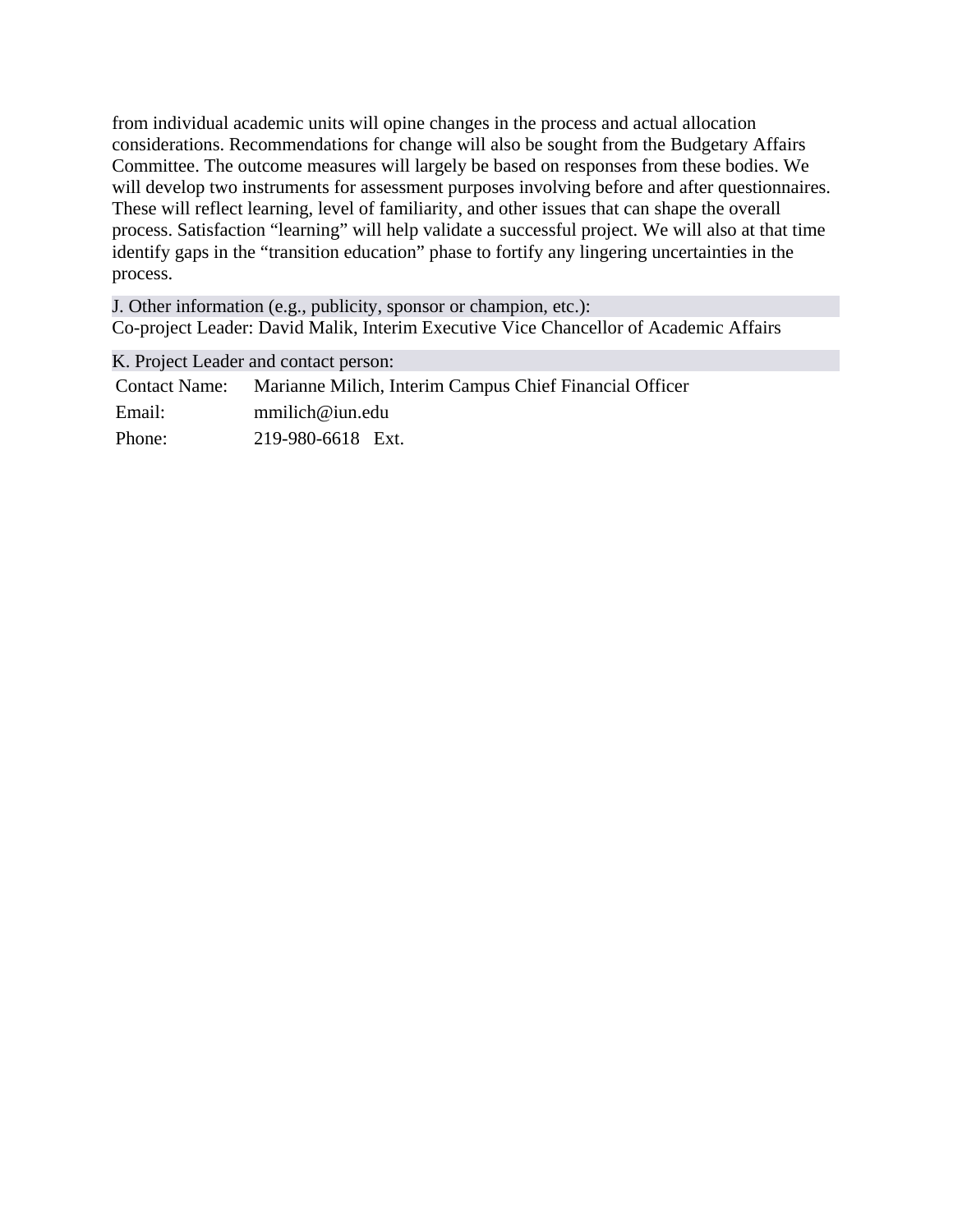from individual academic units will opine changes in the process and actual allocation considerations. Recommendations for change will also be sought from the Budgetary Affairs Committee. The outcome measures will largely be based on responses from these bodies. We will develop two instruments for assessment purposes involving before and after questionnaires. These will reflect learning, level of familiarity, and other issues that can shape the overall process. Satisfaction "learning" will help validate a successful project. We will also at that time identify gaps in the "transition education" phase to fortify any lingering uncertainties in the process.

## J. Other information (e.g., publicity, sponsor or champion, etc.):

Co-project Leader: David Malik, Interim Executive Vice Chancellor of Academic Affairs

## K. Project Leader and contact person:

| | |
|---|---|
| Contact Name: | Marianne Milich, Interim Campus Chief Financial Officer |
| Email: | mmilich@iun.edu |
| Phone: | 219-980-6618 Ext. |